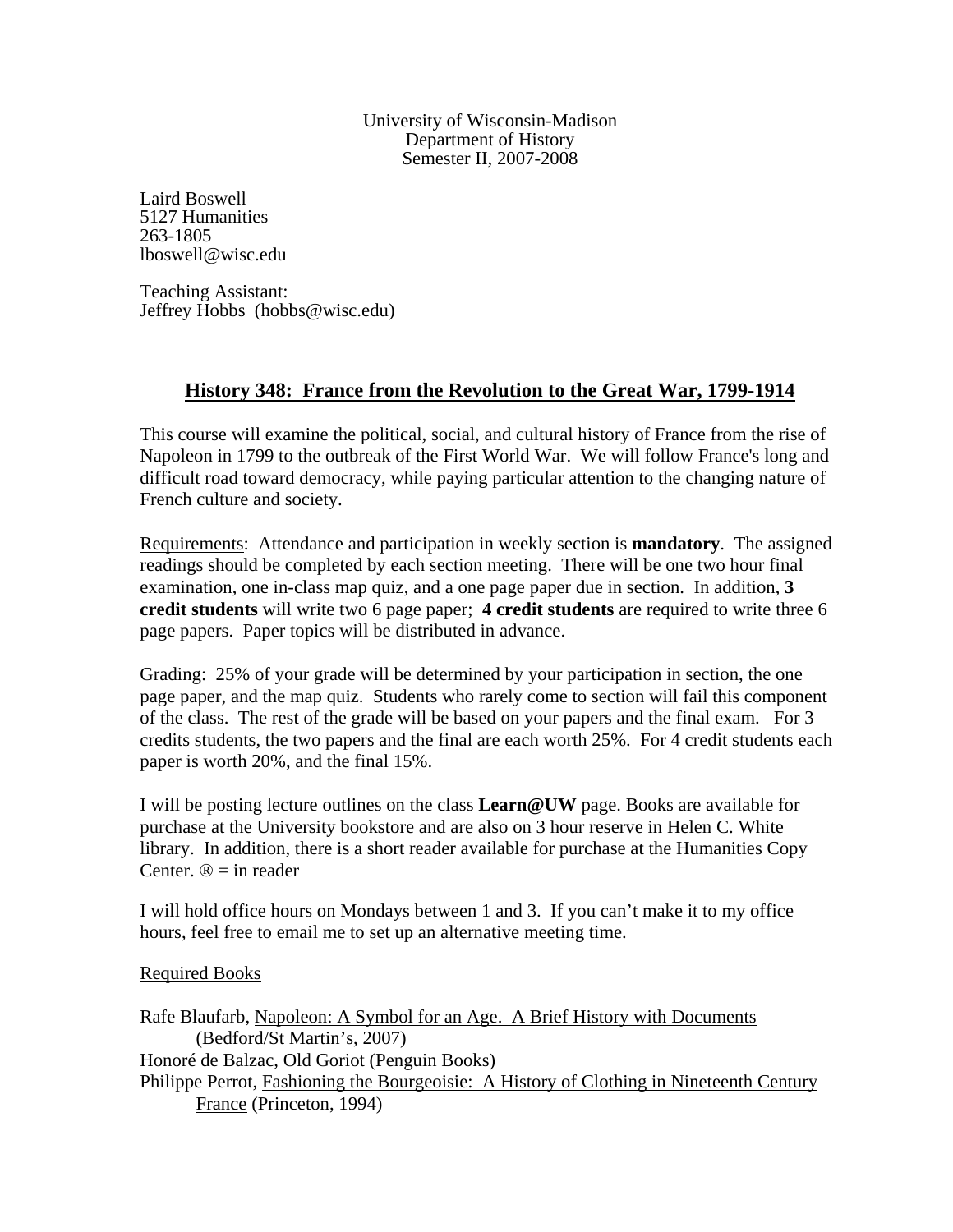University of Wisconsin-Madison
Department of History
Semester II, 2007-2008

Laird Boswell
5127 Humanities
263-1805
lboswell@wisc.edu

Teaching Assistant:
Jeffrey Hobbs (hobbs@wisc.edu)

## History 348: France from the Revolution to the Great War, 1799-1914

This course will examine the political, social, and cultural history of France from the rise of Napoleon in 1799 to the outbreak of the First World War. We will follow France's long and difficult road toward democracy, while paying particular attention to the changing nature of French culture and society.

Requirements: Attendance and participation in weekly section is **mandatory**. The assigned readings should be completed by each section meeting. There will be one two hour final examination, one in-class map quiz, and a one page paper due in section. In addition, **3 credit students** will write two 6 page paper; **4 credit students** are required to write three 6 page papers. Paper topics will be distributed in advance.

Grading: 25% of your grade will be determined by your participation in section, the one page paper, and the map quiz. Students who rarely come to section will fail this component of the class. The rest of the grade will be based on your papers and the final exam. For 3 credits students, the two papers and the final are each worth 25%. For 4 credit students each paper is worth 20%, and the final 15%.

I will be posting lecture outlines on the class **Learn@UW** page. Books are available for purchase at the University bookstore and are also on 3 hour reserve in Helen C. White library. In addition, there is a short reader available for purchase at the Humanities Copy Center. ® = in reader

I will hold office hours on Mondays between 1 and 3. If you can't make it to my office hours, feel free to email me to set up an alternative meeting time.

Required Books

Rafe Blaufarb, Napoleon: A Symbol for an Age. A Brief History with Documents (Bedford/St Martin's, 2007)
Honoré de Balzac, Old Goriot (Penguin Books)
Philippe Perrot, Fashioning the Bourgeoisie: A History of Clothing in Nineteenth Century France (Princeton, 1994)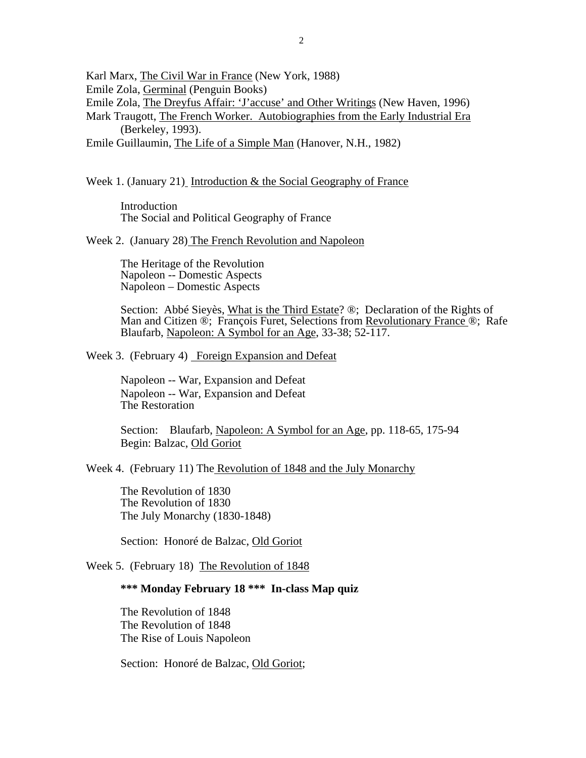Karl Marx, The Civil War in France (New York, 1988)
Emile Zola, Germinal (Penguin Books)
Emile Zola, The Dreyfus Affair: 'J'accuse' and Other Writings (New Haven, 1996)
Mark Traugott, The French Worker. Autobiographies from the Early Industrial Era (Berkeley, 1993).
Emile Guillaumin, The Life of a Simple Man (Hanover, N.H., 1982)

Week 1. (January 21) Introduction & the Social Geography of France

Introduction
The Social and Political Geography of France

Week 2. (January 28) The French Revolution and Napoleon

The Heritage of the Revolution
Napoleon -- Domestic Aspects
Napoleon – Domestic Aspects

Section: Abbé Sieyès, What is the Third Estate? ®; Declaration of the Rights of Man and Citizen ®; François Furet, Selections from Revolutionary France ®; Rafe Blaufarb, Napoleon: A Symbol for an Age, 33-38; 52-117.

Week 3. (February 4) Foreign Expansion and Defeat

Napoleon -- War, Expansion and Defeat
Napoleon -- War, Expansion and Defeat
The Restoration

Section: Blaufarb, Napoleon: A Symbol for an Age, pp. 118-65, 175-94
Begin: Balzac, Old Goriot

Week 4. (February 11) The Revolution of 1848 and the July Monarchy

The Revolution of 1830
The Revolution of 1830
The July Monarchy (1830-1848)

Section: Honoré de Balzac, Old Goriot

Week 5. (February 18) The Revolution of 1848

**\*\*\* Monday February 18 \*\*\* In-class Map quiz**

The Revolution of 1848
The Revolution of 1848
The Rise of Louis Napoleon

Section: Honoré de Balzac, Old Goriot;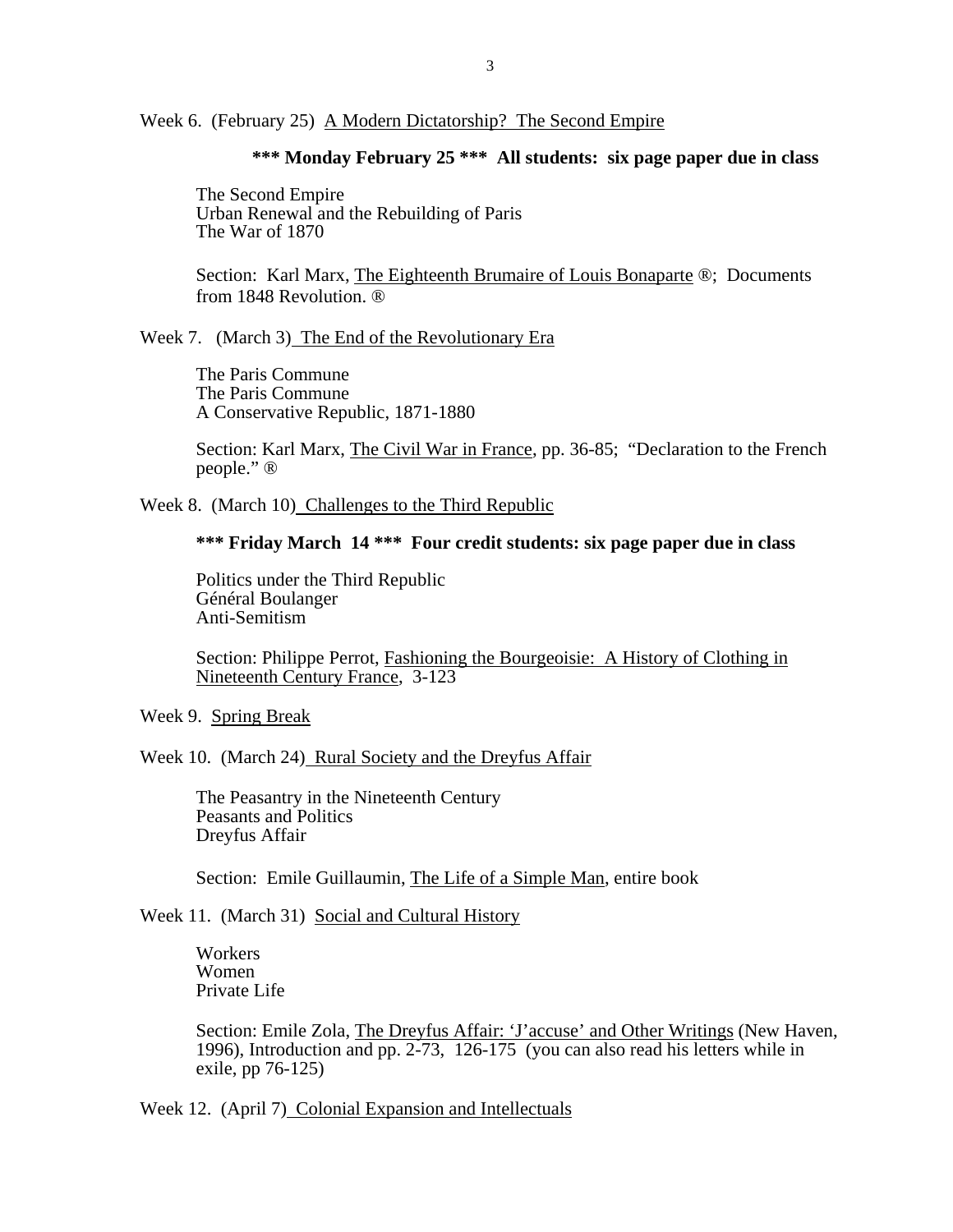Week 6. (February 25) A Modern Dictatorship? The Second Empire

**\*\*\* Monday February 25 \*\*\* All students: six page paper due in class**

The Second Empire
Urban Renewal and the Rebuilding of Paris
The War of 1870

Section: Karl Marx, The Eighteenth Brumaire of Louis Bonaparte ®; Documents from 1848 Revolution. ®

Week 7. (March 3) The End of the Revolutionary Era

The Paris Commune
The Paris Commune
A Conservative Republic, 1871-1880

Section: Karl Marx, The Civil War in France, pp. 36-85; "Declaration to the French people." ®

Week 8. (March 10) Challenges to the Third Republic

**\*\*\* Friday March 14 \*\*\* Four credit students: six page paper due in class**

Politics under the Third Republic
Général Boulanger
Anti-Semitism

Section: Philippe Perrot, Fashioning the Bourgeoisie: A History of Clothing in Nineteenth Century France, 3-123

Week 9. Spring Break

Week 10. (March 24) Rural Society and the Dreyfus Affair

The Peasantry in the Nineteenth Century
Peasants and Politics
Dreyfus Affair

Section: Emile Guillaumin, The Life of a Simple Man, entire book

Week 11. (March 31) Social and Cultural History

Workers
Women
Private Life

Section: Emile Zola, The Dreyfus Affair: 'J'accuse' and Other Writings (New Haven, 1996), Introduction and pp. 2-73, 126-175 (you can also read his letters while in exile, pp 76-125)

Week 12. (April 7) Colonial Expansion and Intellectuals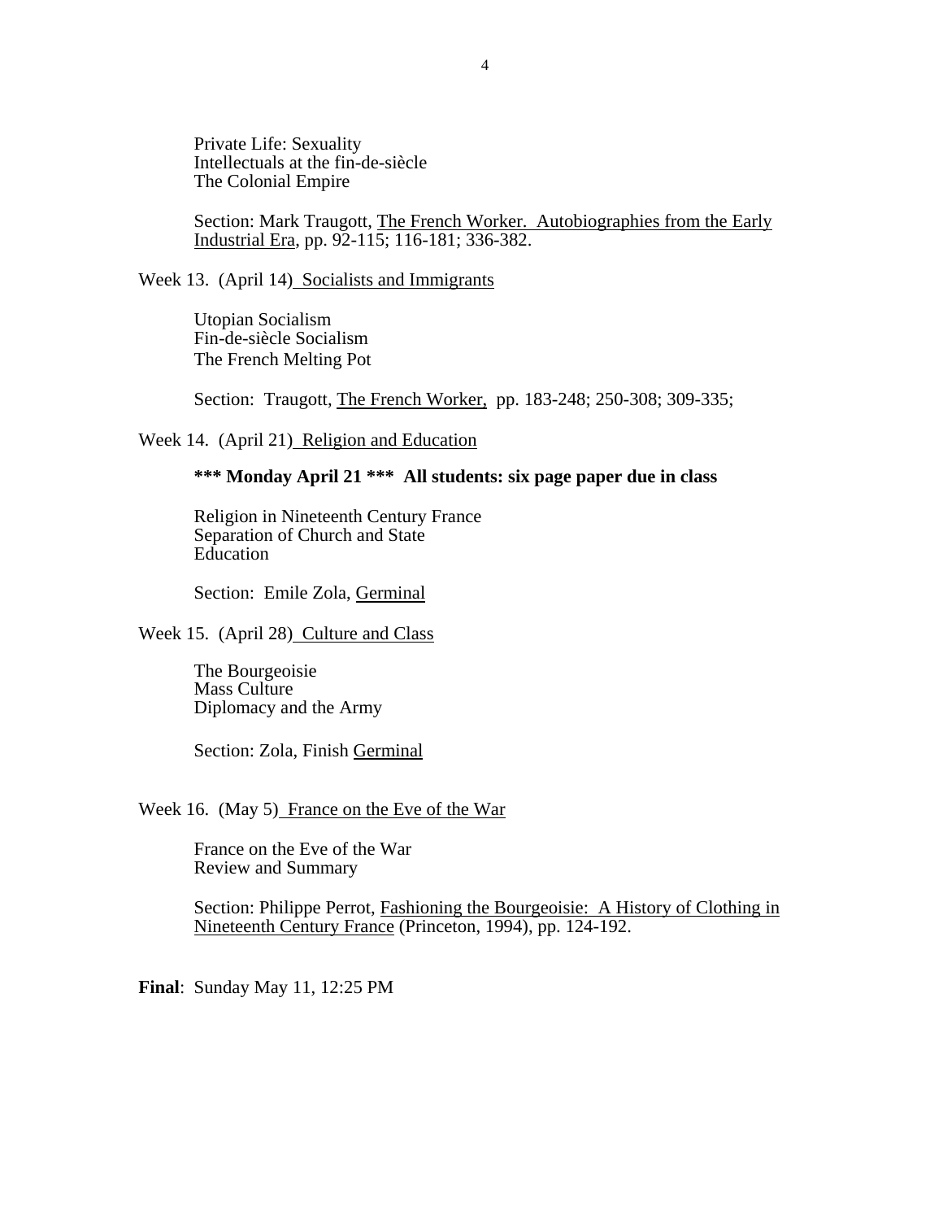Private Life: Sexuality
Intellectuals at the fin-de-siècle
The Colonial Empire

Section: Mark Traugott, The French Worker. Autobiographies from the Early Industrial Era, pp. 92-115; 116-181; 336-382.

Week 13. (April 14) Socialists and Immigrants

Utopian Socialism
Fin-de-siècle Socialism
The French Melting Pot

Section: Traugott, The French Worker, pp. 183-248; 250-308; 309-335;

Week 14. (April 21) Religion and Education

**\*\*\* Monday April 21 \*\*\* All students: six page paper due in class**

Religion in Nineteenth Century France
Separation of Church and State
Education

Section: Emile Zola, Germinal

Week 15. (April 28) Culture and Class

The Bourgeoisie
Mass Culture
Diplomacy and the Army

Section: Zola, Finish Germinal

Week 16. (May 5) France on the Eve of the War

France on the Eve of the War
Review and Summary

Section: Philippe Perrot, Fashioning the Bourgeoisie: A History of Clothing in Nineteenth Century France (Princeton, 1994), pp. 124-192.

**Final**: Sunday May 11, 12:25 PM